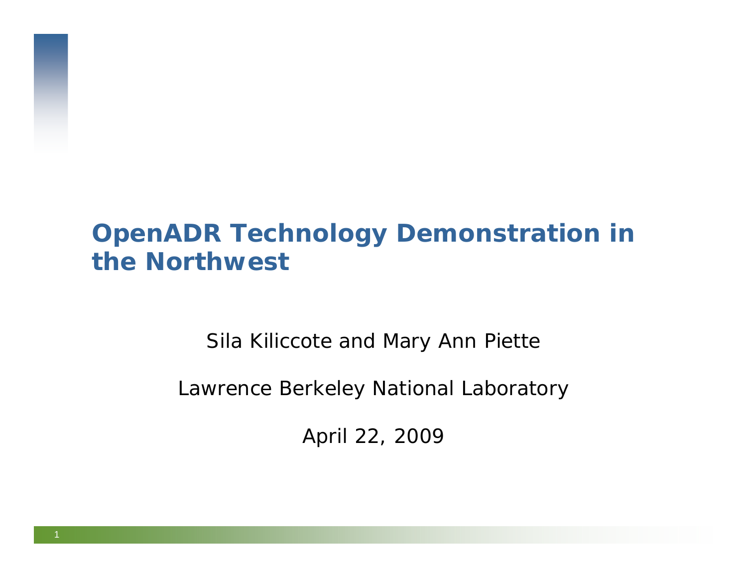# OpenADR Technology Demonstration in the Northwest

Sila Kiliccote and Mary Ann Piette

Lawrence Berkeley National Laboratory

April 22, 2009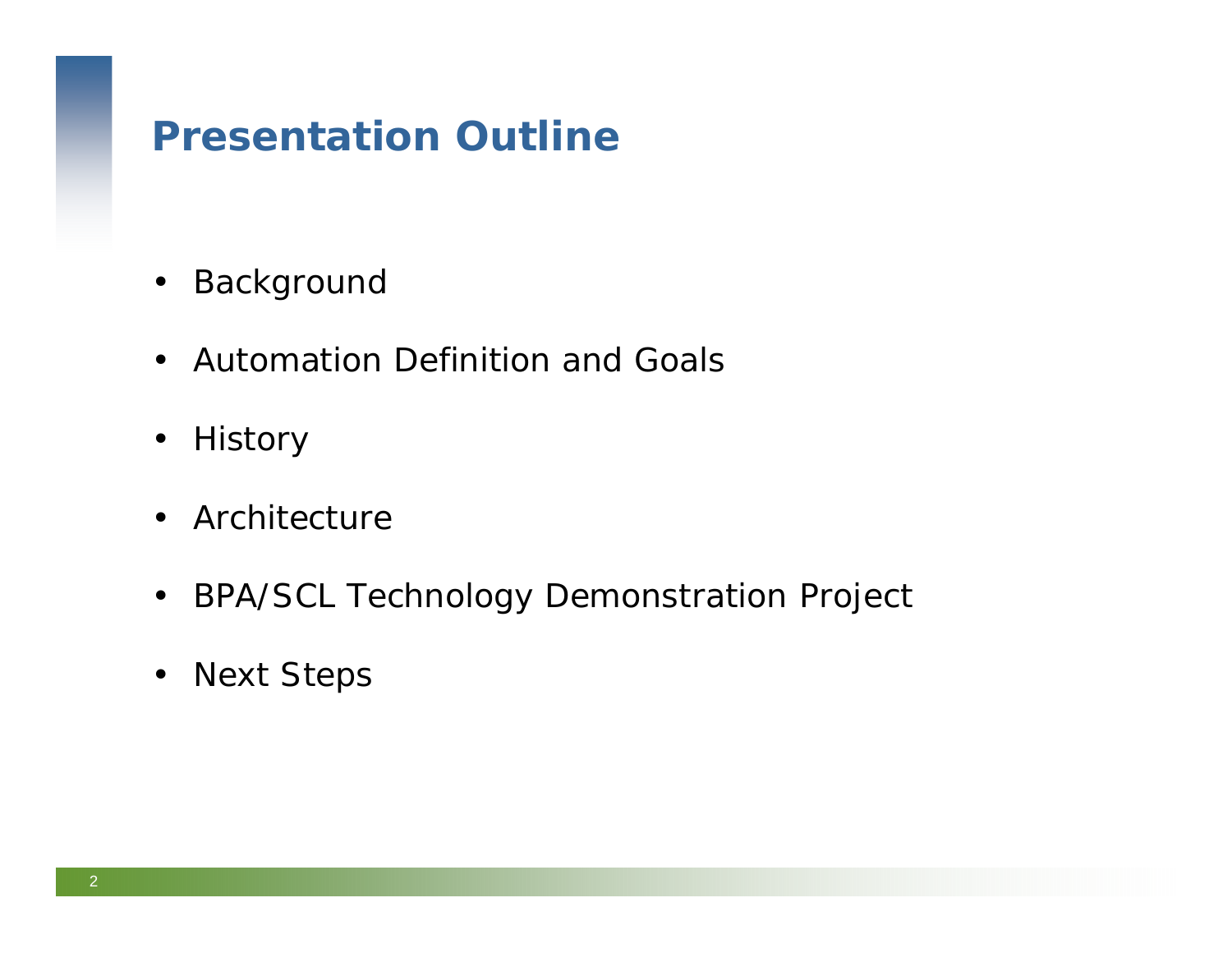# Presentation Outline

- Background
- Automation Definition and Goals
- History
- Architecture
- BPA/SCL Technology Demonstration Project
- Next Steps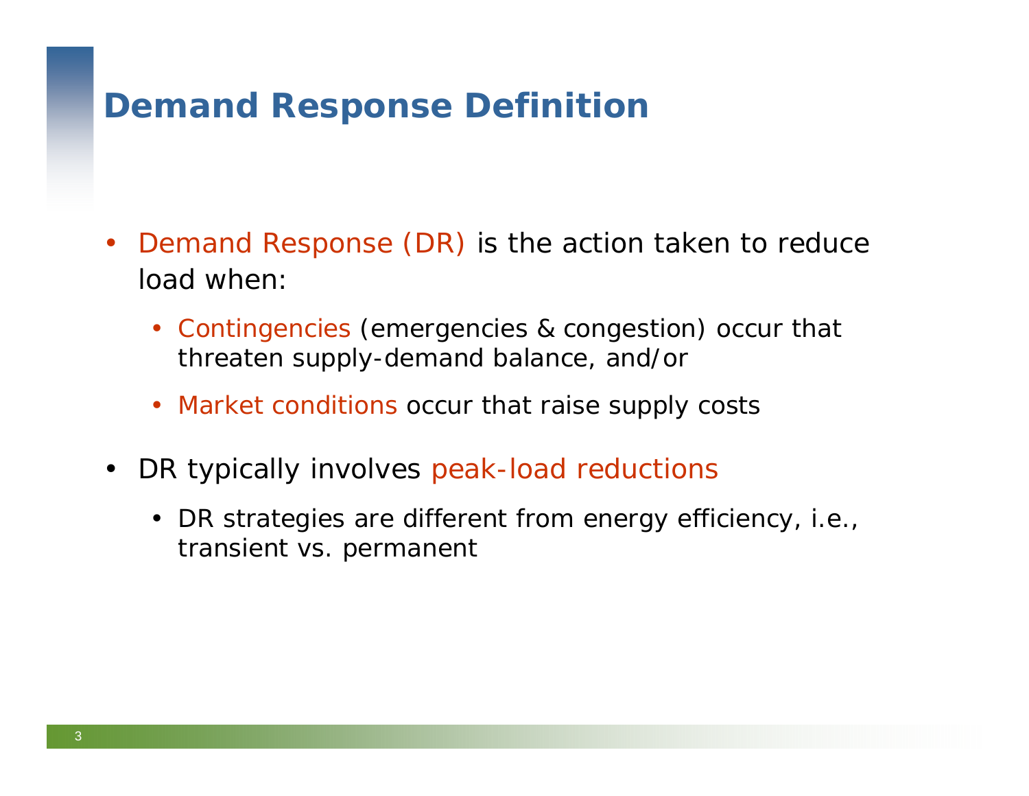# Demand Response Definition

- Demand Response (DR) is the action taken to reduce load when:
  - Contingencies (emergencies & congestion) occur that threaten supply-demand balance, and/or
  - Market conditions occur that raise supply costs
- DR typically involves peak-load reductions
  - DR strategies are different from energy efficiency, i.e., transient vs. permanent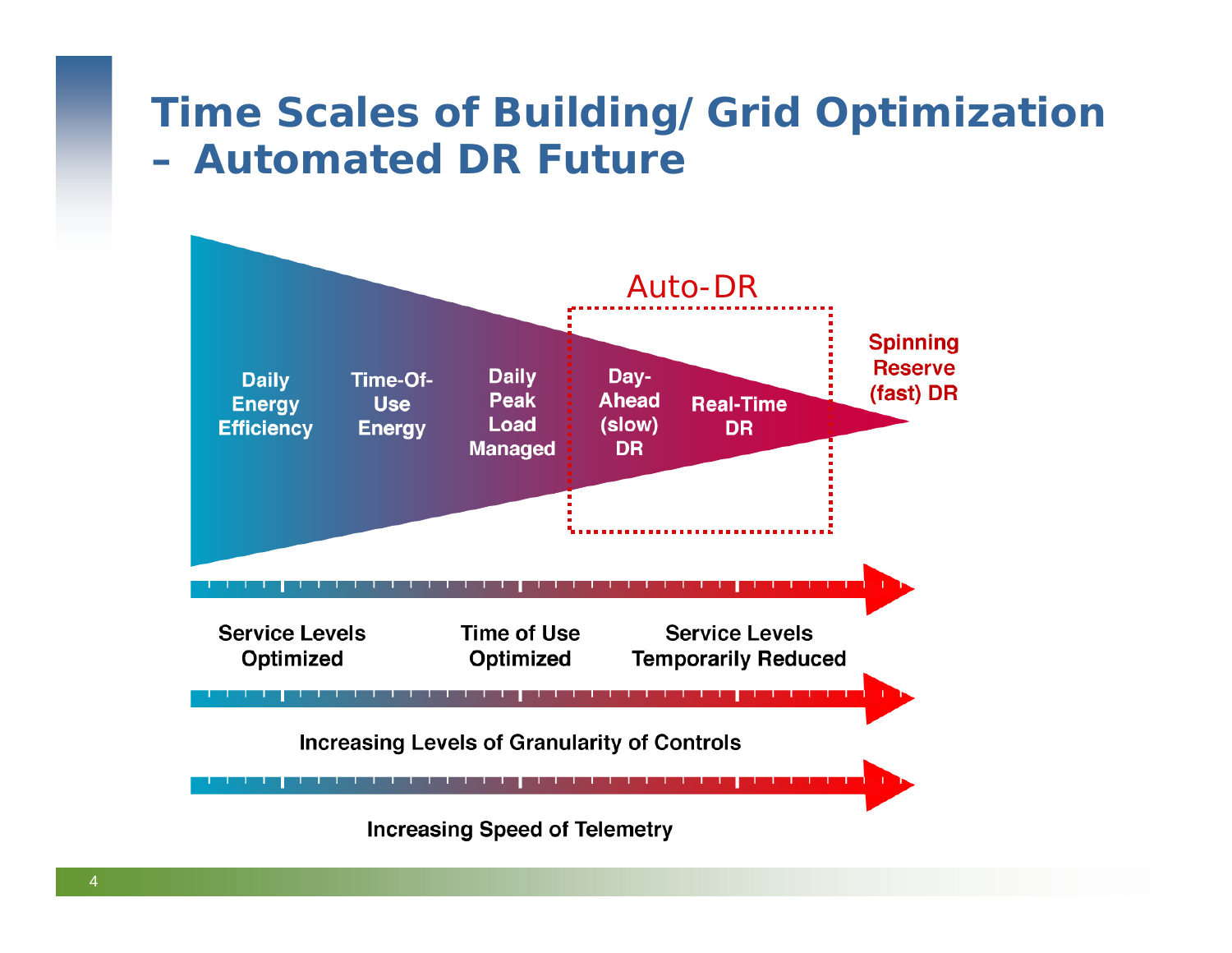# Time Scales of Building/ Grid Optimization – Automated DR Future

Daily Energy Efficiency

Time-Of-Use Energy

Daily Peak Load Managed

Auto-DR

Day-Ahead (slow) DR

Real-Time DR

Spinning Reserve (fast) DR

Service Levels Optimized

Time of Use Optimized

Service Levels Temporarily Reduced

Increasing Levels of Granularity of Controls

Increasing Speed of Telemetry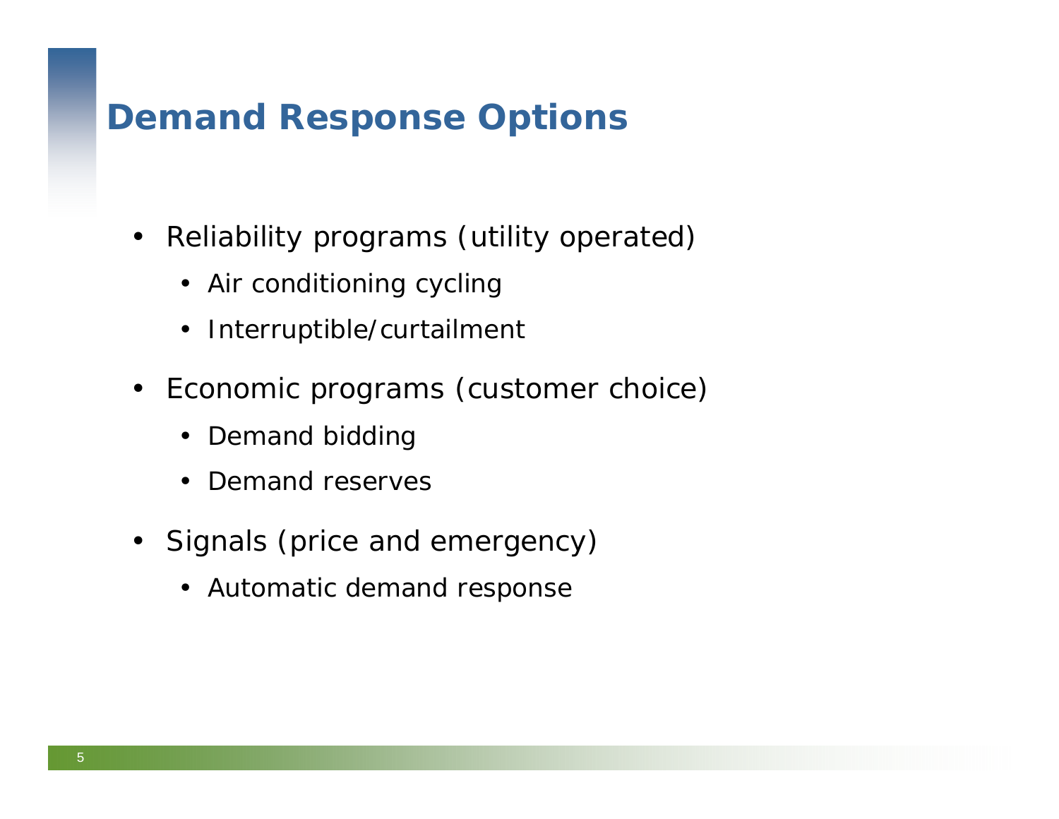# Demand Response Options

- Reliability programs (utility operated)
  - Air conditioning cycling
  - Interruptible/curtailment
- Economic programs (customer choice)
  - Demand bidding
  - Demand reserves
- Signals (price and emergency)
  - Automatic demand response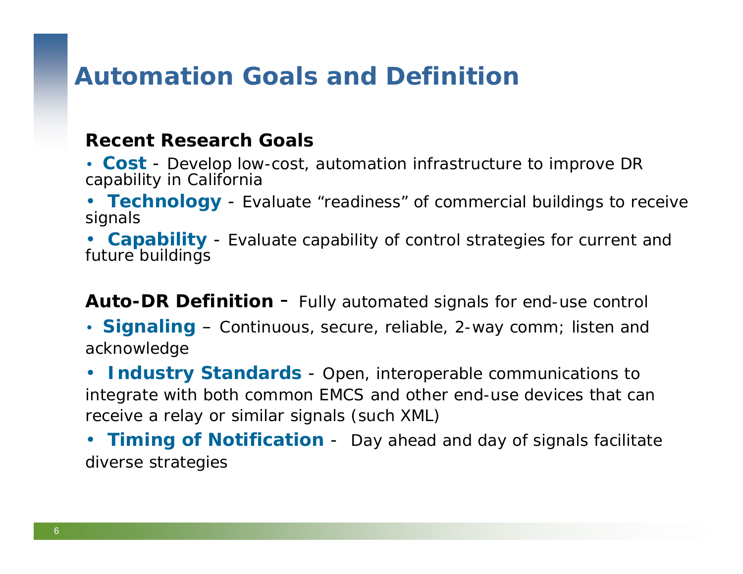# Automation Goals and Definition

**Recent Research Goals**

- **Cost** - Develop low-cost, automation infrastructure to improve DR capability in California
- **Technology** - Evaluate "readiness" of commercial buildings to receive signals
- **Capability** - Evaluate capability of control strategies for current and future buildings

**Auto-DR Definition** - Fully automated signals for end-use control

- **Signaling** – Continuous, secure, reliable, 2-way comm; listen and acknowledge
- **Industry Standards** - Open, interoperable communications to integrate with both common EMCS and other end-use devices that can receive a relay or similar signals (such XML)
- **Timing of Notification** - Day ahead and day of signals facilitate diverse strategies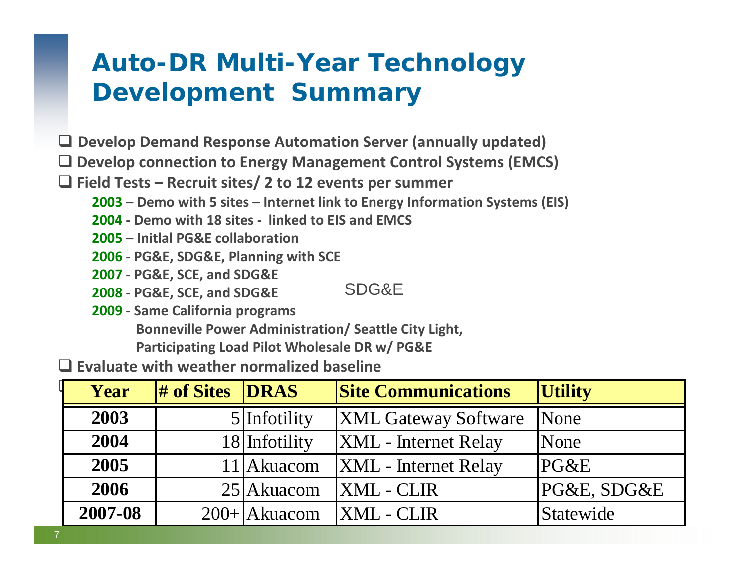# Auto-DR Multi-Year Technology Development Summary

- Develop Demand Response Automation Server (annually updated)
- Develop connection to Energy Management Control Systems (EMCS)
- Field Tests – Recruit sites/ 2 to 12 events per summer
  - **2003** – Demo with 5 sites – Internet link to Energy Information Systems (EIS)
  - **2004** - Demo with 18 sites - linked to EIS and EMCS
  - **2005** – Initlal PG&E collaboration
  - **2006** - PG&E, SDG&E, Planning with SCE
  - **2007** - PG&E, SCE, and SDG&E
  - **2008** - PG&E, SCE, and SDG&E
  - **2009** - Same California programs
    - Bonneville Power Administration/ Seattle City Light,
    - Participating Load Pilot Wholesale DR w/ PG&E
- Evaluate with weather normalized baseline

SDG&E

| Year | # of Sites | DRAS | Site Communications | Utility |
|---|---|---|---|---|
| 2003 | 5 | Infotility | XML Gateway Software | None |
| 2004 | 18 | Infotility | XML - Internet Relay | None |
| 2005 | 11 | Akuacom | XML - Internet Relay | PG&E |
| 2006 | 25 | Akuacom | XML - CLIR | PG&E, SDG&E |
| 2007-08 | 200+ | Akuacom | XML - CLIR | Statewide |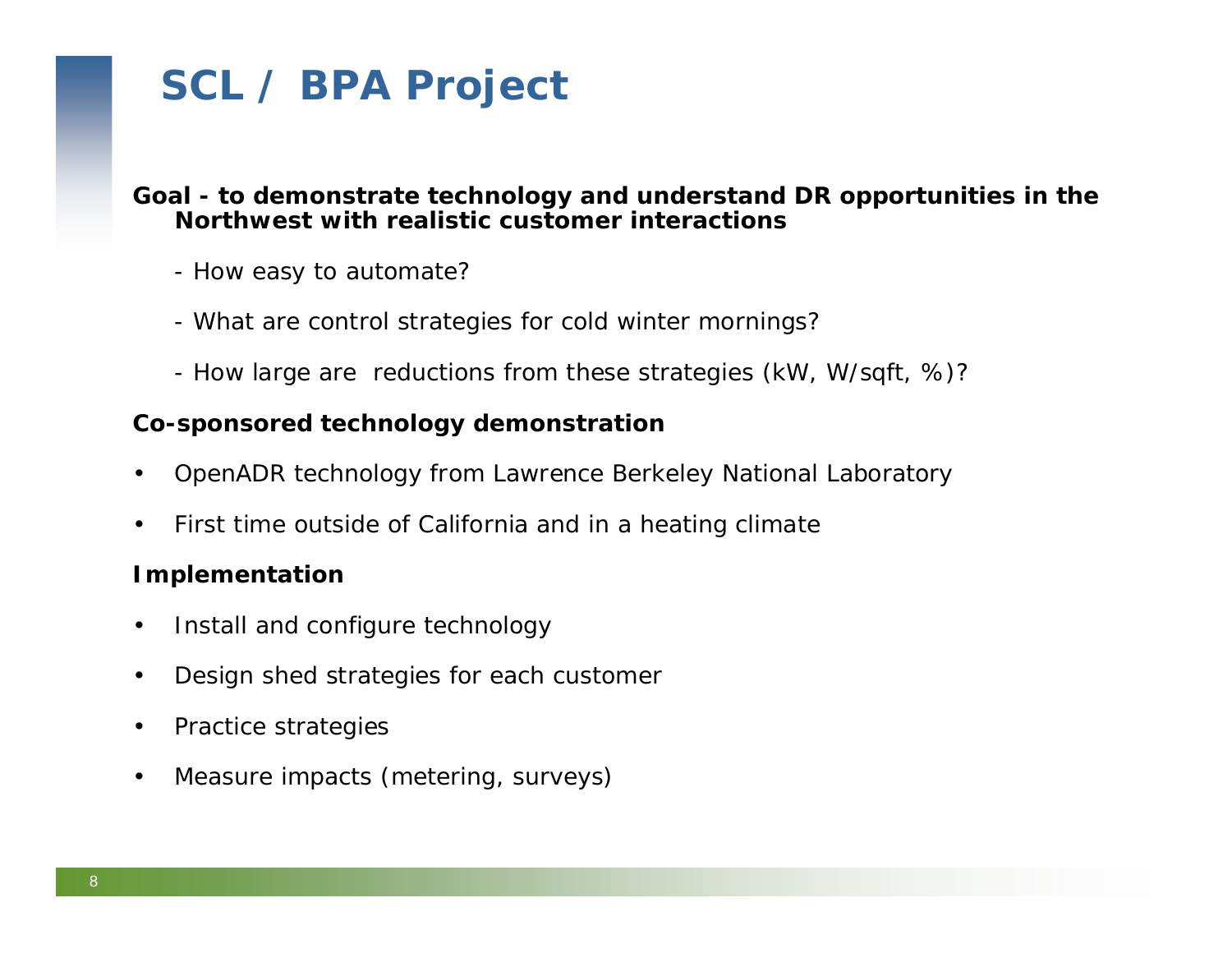# SCL / BPA Project

**Goal - to demonstrate technology and understand DR opportunities in the Northwest with realistic customer interactions**

- How easy to automate?
- What are control strategies for cold winter mornings?
- How large are reductions from these strategies (kW, W/sqft, %)?

**Co-sponsored technology demonstration**

- OpenADR technology from Lawrence Berkeley National Laboratory
- First time outside of California and in a heating climate

**Implementation**

- Install and configure technology
- Design shed strategies for each customer
- Practice strategies
- Measure impacts (metering, surveys)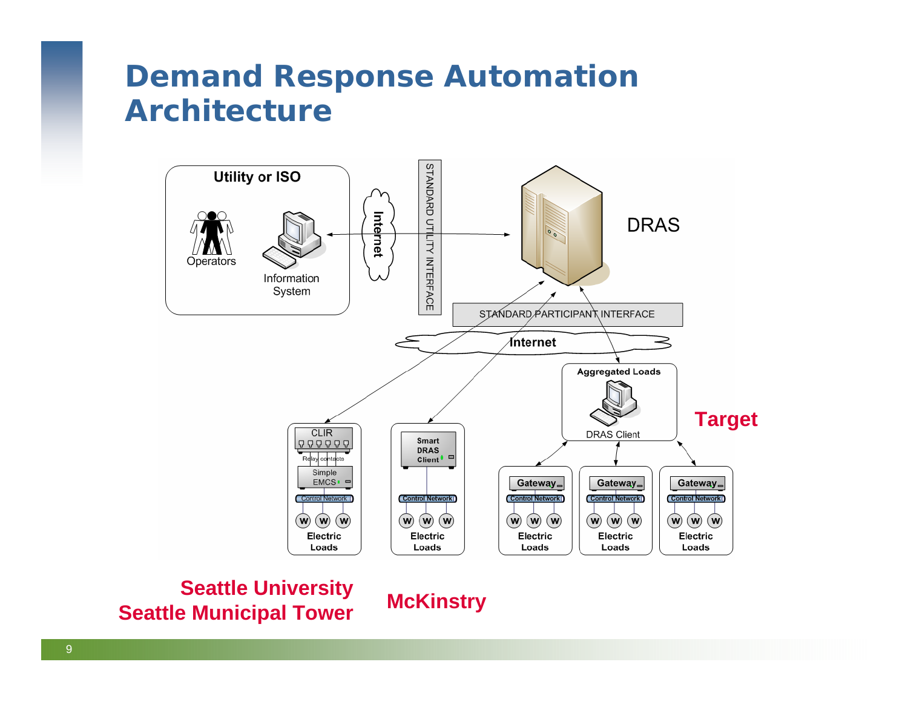# Demand Response Automation Architecture

Utility or ISO

Operators

Information System

Internet

STANDARD UTILITY INTERFACE

DRAS

STANDARD PARTICIPANT INTERFACE

Internet

Aggregated Loads

DRAS Client

Target

CLIR

Relay contacts

Simple EMCS

Control Network

Electric Loads

Smart DRAS Client

Control Network

Electric Loads

Gateway

Control Network

Electric Loads

Gateway

Control Network

Electric Loads

Gateway

Control Network

Electric Loads

Seattle University
Seattle Municipal Tower

McKinstry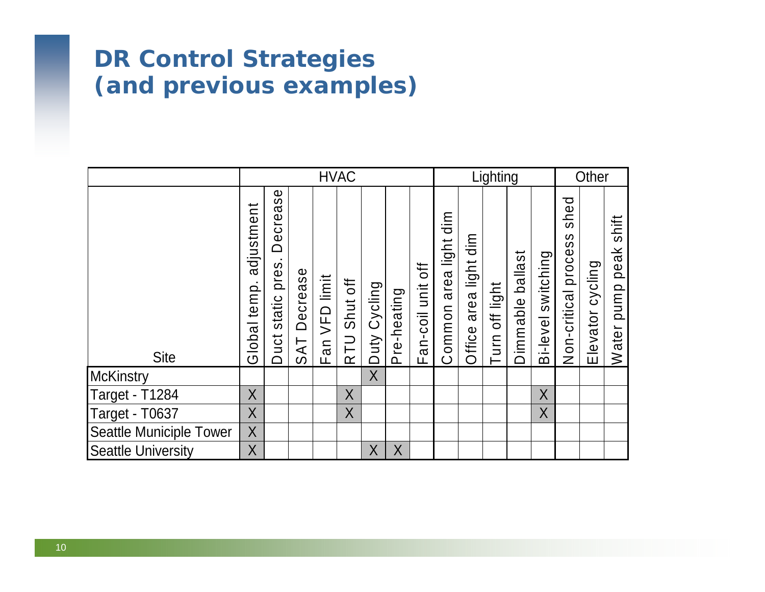# DR Control Strategies (and previous examples)

| | HVAC | | | | | | | | Lighting | | | | | Other | | |
|---|---|---|---|---|---|---|---|---|---|---|---|---|---|---|---|---|
| Site | Global temp. adjustment | Duct static pres. Decrease | SAT Decrease | Fan VFD limit | RTU Shut off | Duty Cycling | Pre-heating | Fan-coil unit off | Common area light dim | Office area light dim | Turn off light | Dimmable ballast | Bi-level switching | Non-critical process shed | Elevator cycling | Water pump peak shift |
| McKinstry | | | | | | X | | | | | | | | | | |
| Target - T1284 | X | | | | X | | | | | | | | X | | | |
| Target - T0637 | X | | | | X | | | | | | | | X | | | |
| Seattle Municiple Tower | X | | | | | | | | | | | | | | | |
| Seattle University | X | | | | | X | X | | | | | | | | | |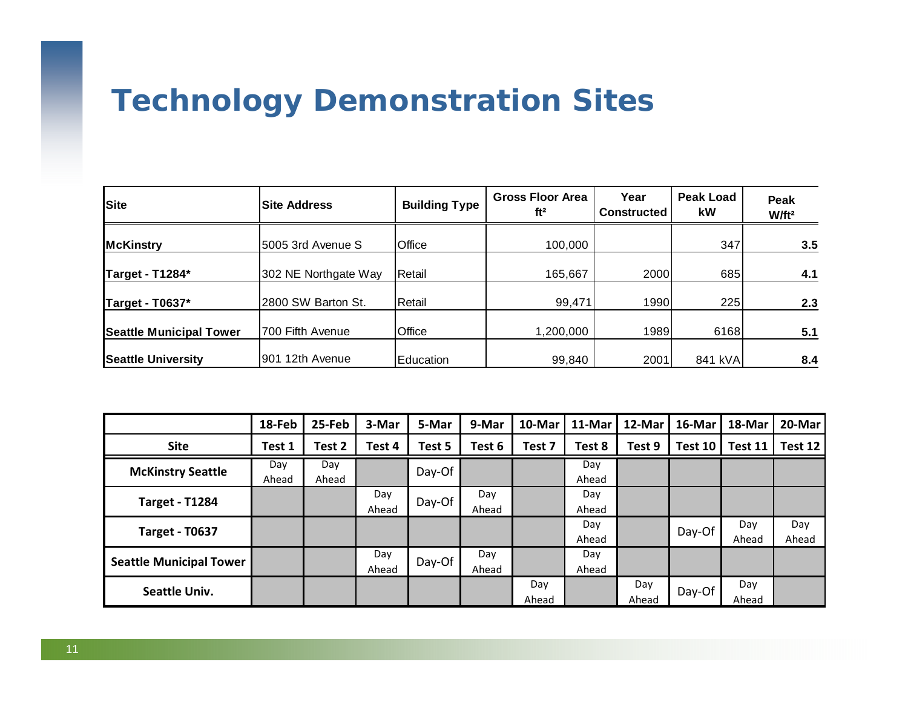# Technology Demonstration Sites

| Site | Site Address | Building Type | Gross Floor Area ft² | Year Constructed | Peak Load kW | Peak W/ft² |
|---|---|---|---|---|---|---|
| **McKinstry** | 5005 3rd Avenue S | Office | 100,000 | | 347 | **3.5** |
| **Target - T1284*** | 302 NE Northgate Way | Retail | 165,667 | 2000 | 685 | **4.1** |
| **Target - T0637*** | 2800 SW Barton St. | Retail | 99,471 | 1990 | 225 | **2.3** |
| **Seattle Municipal Tower** | 700 Fifth Avenue | Office | 1,200,000 | 1989 | 6168 | **5.1** |
| **Seattle University** | 901 12th Avenue | Education | 99,840 | 2001 | 841 kVA | **8.4** |

| | 18-Feb | 25-Feb | 3-Mar | 5-Mar | 9-Mar | 10-Mar | 11-Mar | 12-Mar | 16-Mar | 18-Mar | 20-Mar |
|---|---|---|---|---|---|---|---|---|---|---|---|
| **Site** | **Test 1** | **Test 2** | **Test 4** | **Test 5** | **Test 6** | **Test 7** | **Test 8** | **Test 9** | **Test 10** | **Test 11** | **Test 12** |
| **McKinstry Seattle** | Day Ahead | Day Ahead | | Day-Of | | | Day Ahead | | | | |
| **Target - T1284** | | | Day Ahead | Day-Of | Day Ahead | | Day Ahead | | | | |
| **Target - T0637** | | | | | | | Day Ahead | | Day-Of | Day Ahead | Day Ahead |
| **Seattle Municipal Tower** | | | Day Ahead | Day-Of | Day Ahead | | Day Ahead | | | | |
| **Seattle Univ.** | | | | | | Day Ahead | | Day Ahead | Day-Of | Day Ahead | |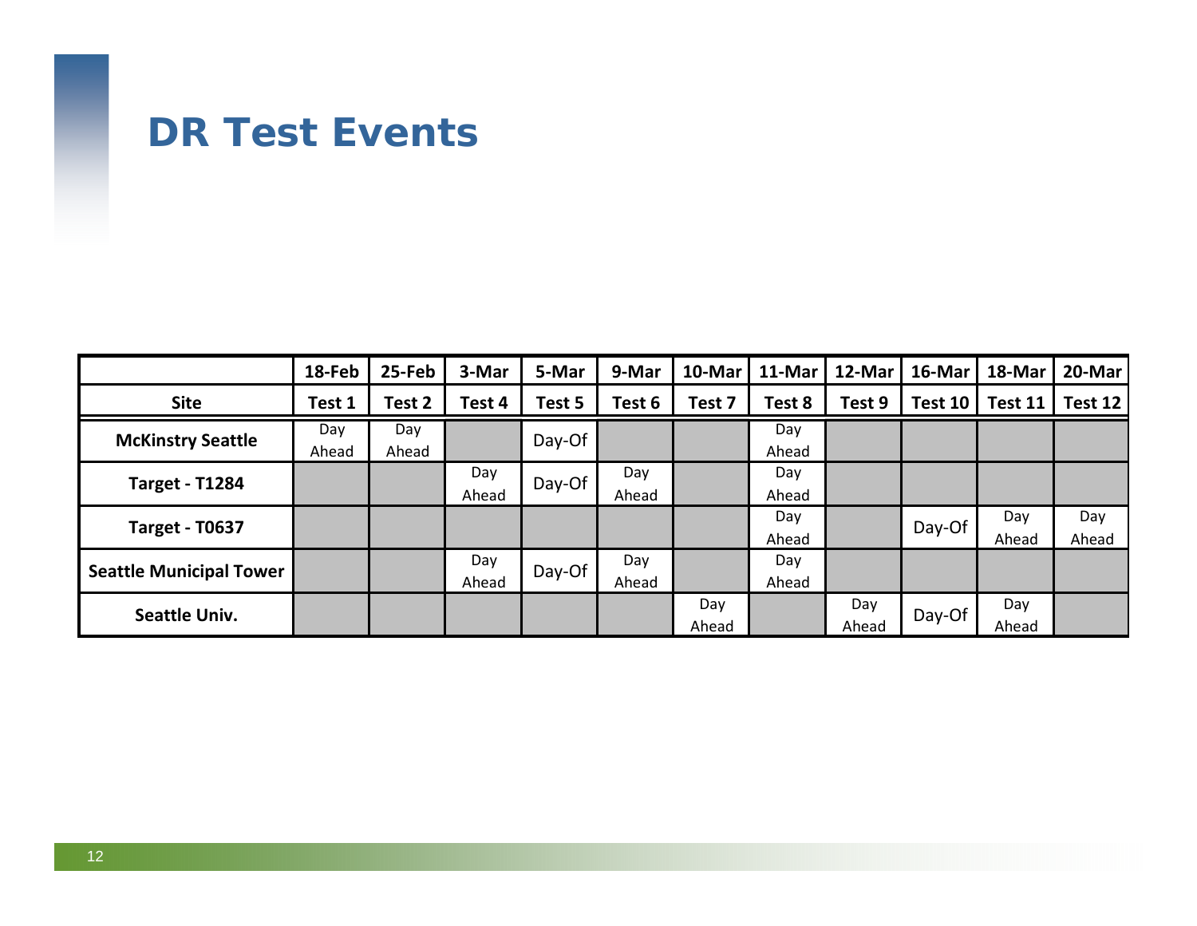# DR Test Events

| | 18-Feb | 25-Feb | 3-Mar | 5-Mar | 9-Mar | 10-Mar | 11-Mar | 12-Mar | 16-Mar | 18-Mar | 20-Mar |
|---|---|---|---|---|---|---|---|---|---|---|---|
| **Site** | **Test 1** | **Test 2** | **Test 4** | **Test 5** | **Test 6** | **Test 7** | **Test 8** | **Test 9** | **Test 10** | **Test 11** | **Test 12** |
| **McKinstry Seattle** | Day Ahead | Day Ahead | | Day-Of | | | Day Ahead | | | | |
| **Target - T1284** | | | Day Ahead | Day-Of | Day Ahead | | Day Ahead | | | | |
| **Target - T0637** | | | | | | | Day Ahead | | Day-Of | Day Ahead | Day Ahead |
| **Seattle Municipal Tower** | | | Day Ahead | Day-Of | Day Ahead | | Day Ahead | | | | |
| **Seattle Univ.** | | | | | | Day Ahead | | Day Ahead | Day-Of | Day Ahead | |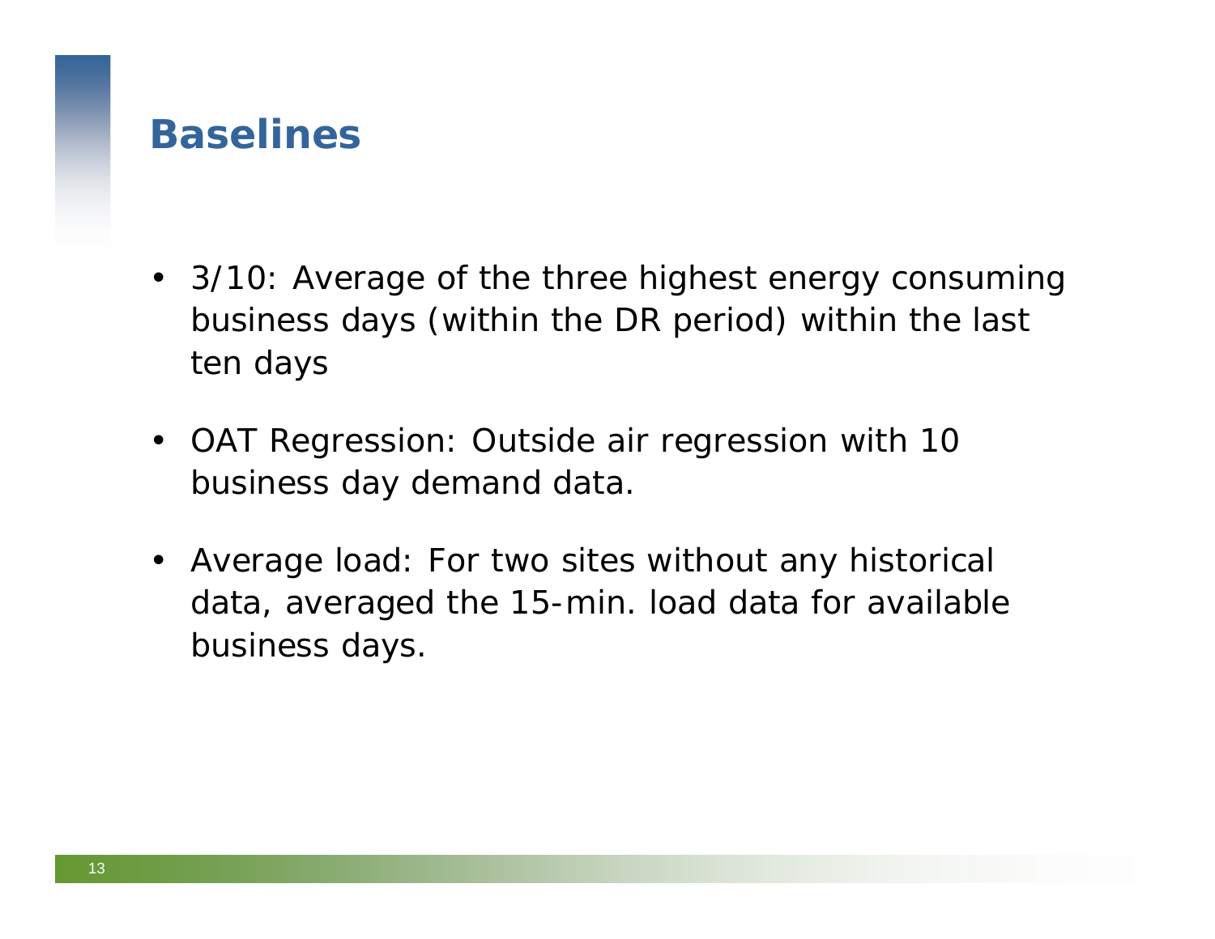# Baselines

- 3/10: Average of the three highest energy consuming business days (within the DR period) within the last ten days
- OAT Regression: Outside air regression with 10 business day demand data.
- Average load: For two sites without any historical data, averaged the 15-min. load data for available business days.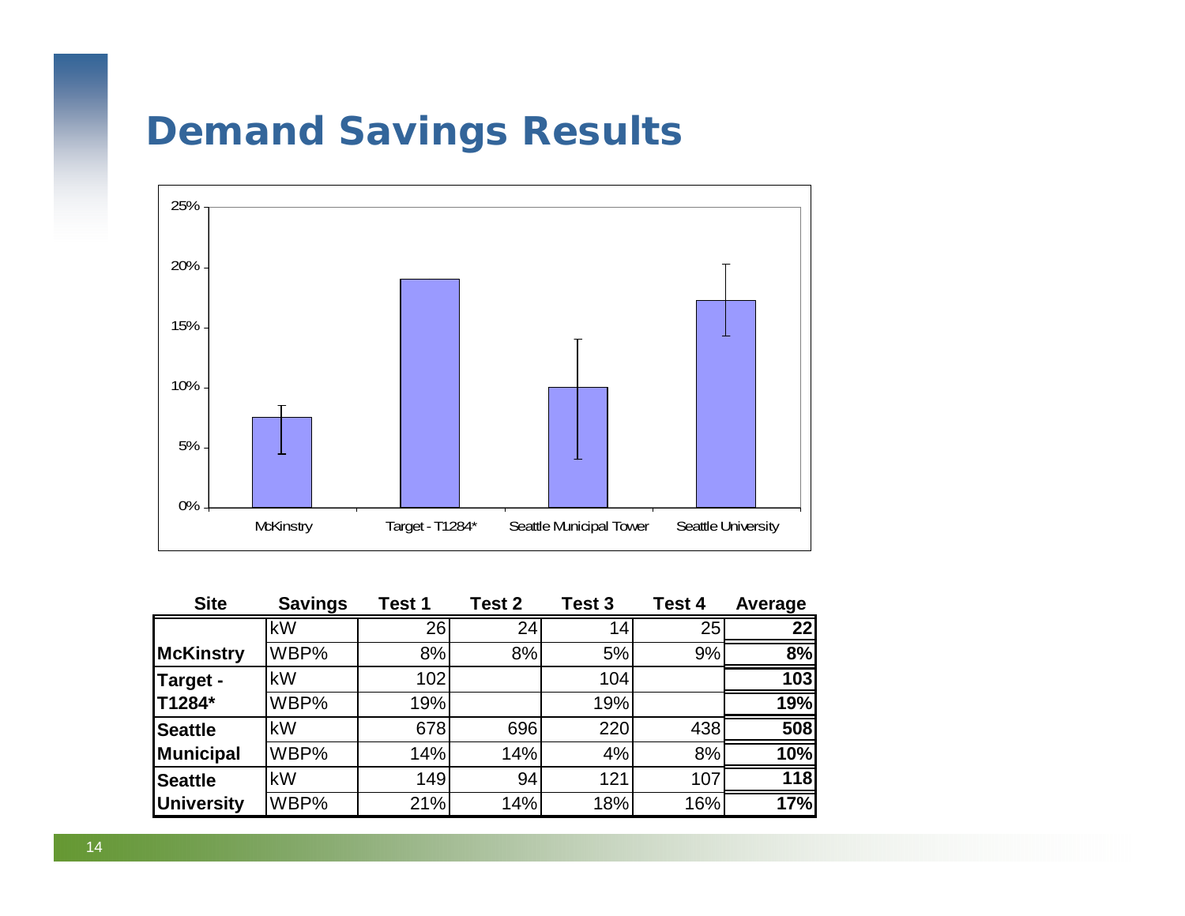# Demand Savings Results

| Site | Savings | Test 1 | Test 2 | Test 3 | Test 4 | Average |
|---|---|---|---|---|---|---|
| McKinstry | kW | 26 | 24 | 14 | 25 | **22** |
| | WBP% | 8% | 8% | 5% | 9% | **8%** |
| Target - T1284* | kW | 102 | | 104 | | **103** |
| | WBP% | 19% | | 19% | | **19%** |
| Seattle Municipal | kW | 678 | 696 | 220 | 438 | **508** |
| | WBP% | 14% | 14% | 4% | 8% | **10%** |
| Seattle University | kW | 149 | 94 | 121 | 107 | **118** |
| | WBP% | 21% | 14% | 18% | 16% | **17%** |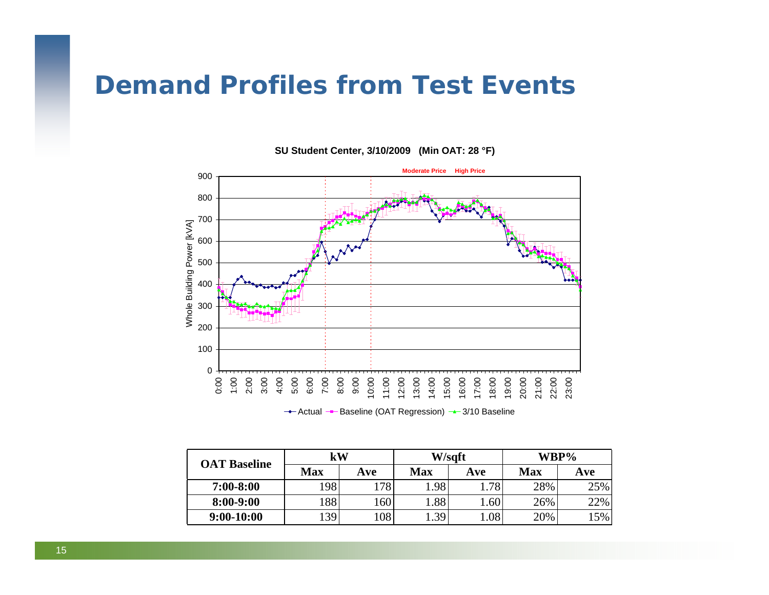# Demand Profiles from Test Events

SU Student Center, 3/10/2009 (Min OAT: 28 °F)

Moderate Price High Price

Whole Building Power [kVA]

Actual — Baseline (OAT Regression) — 3/10 Baseline

| OAT Baseline | kW | | W/sqft | | WBP% | |
|---|---|---|---|---|---|---|
| | Max | Ave | Max | Ave | Max | Ave |
| 7:00-8:00 | 198 | 178 | 1.98 | 1.78 | 28% | 25% |
| 8:00-9:00 | 188 | 160 | 1.88 | 1.60 | 26% | 22% |
| 9:00-10:00 | 139 | 108 | 1.39 | 1.08 | 20% | 15% |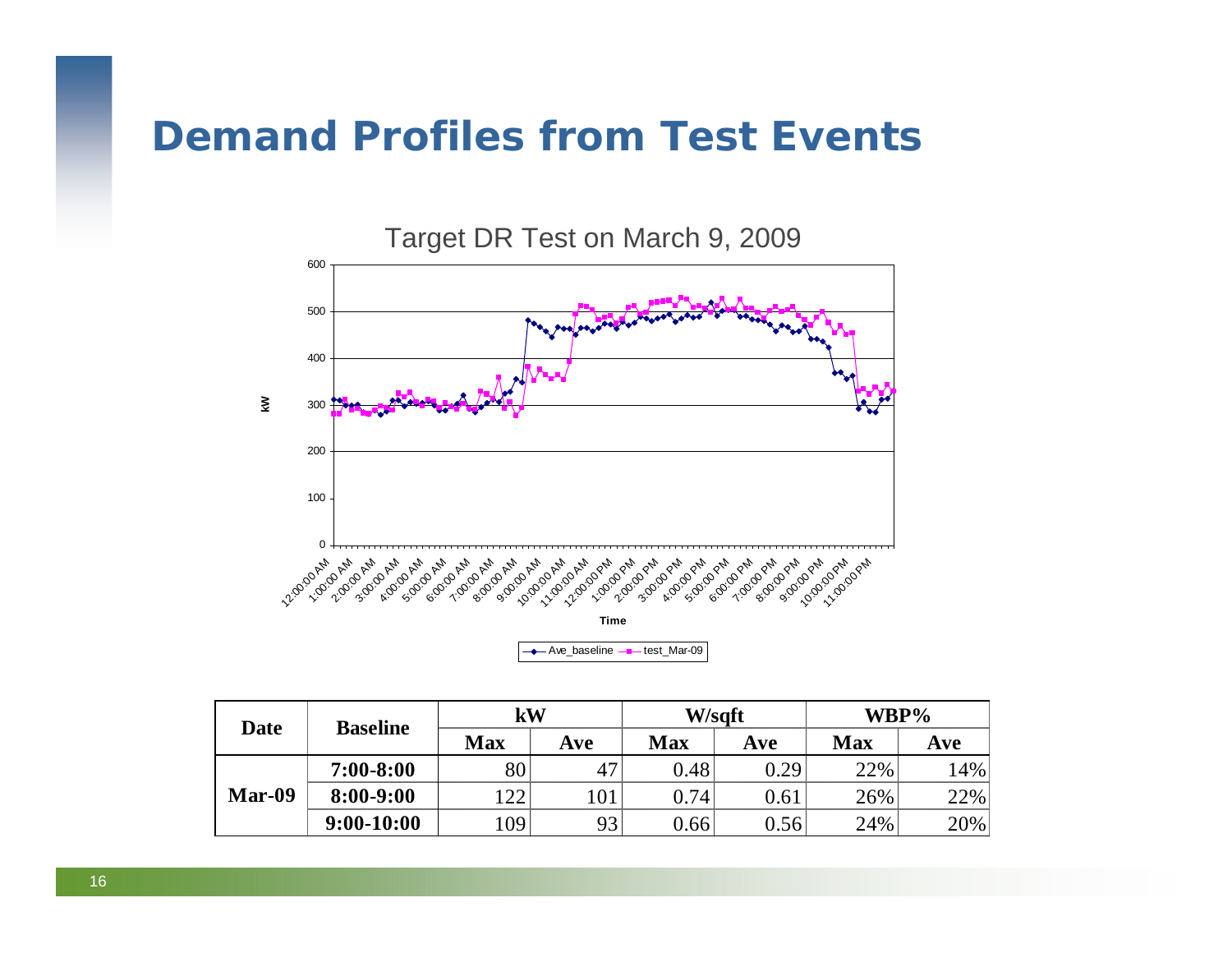# Demand Profiles from Test Events

Target DR Test on March 9, 2009

| Date | Baseline | kW | | W/sqft | | WBP% | |
|---|---|---|---|---|---|---|---|
| | | Max | Ave | Max | Ave | Max | Ave |
| Mar-09 | 7:00-8:00 | 80 | 47 | 0.48 | 0.29 | 22% | 14% |
| | 8:00-9:00 | 122 | 101 | 0.74 | 0.61 | 26% | 22% |
| | 9:00-10:00 | 109 | 93 | 0.66 | 0.56 | 24% | 20% |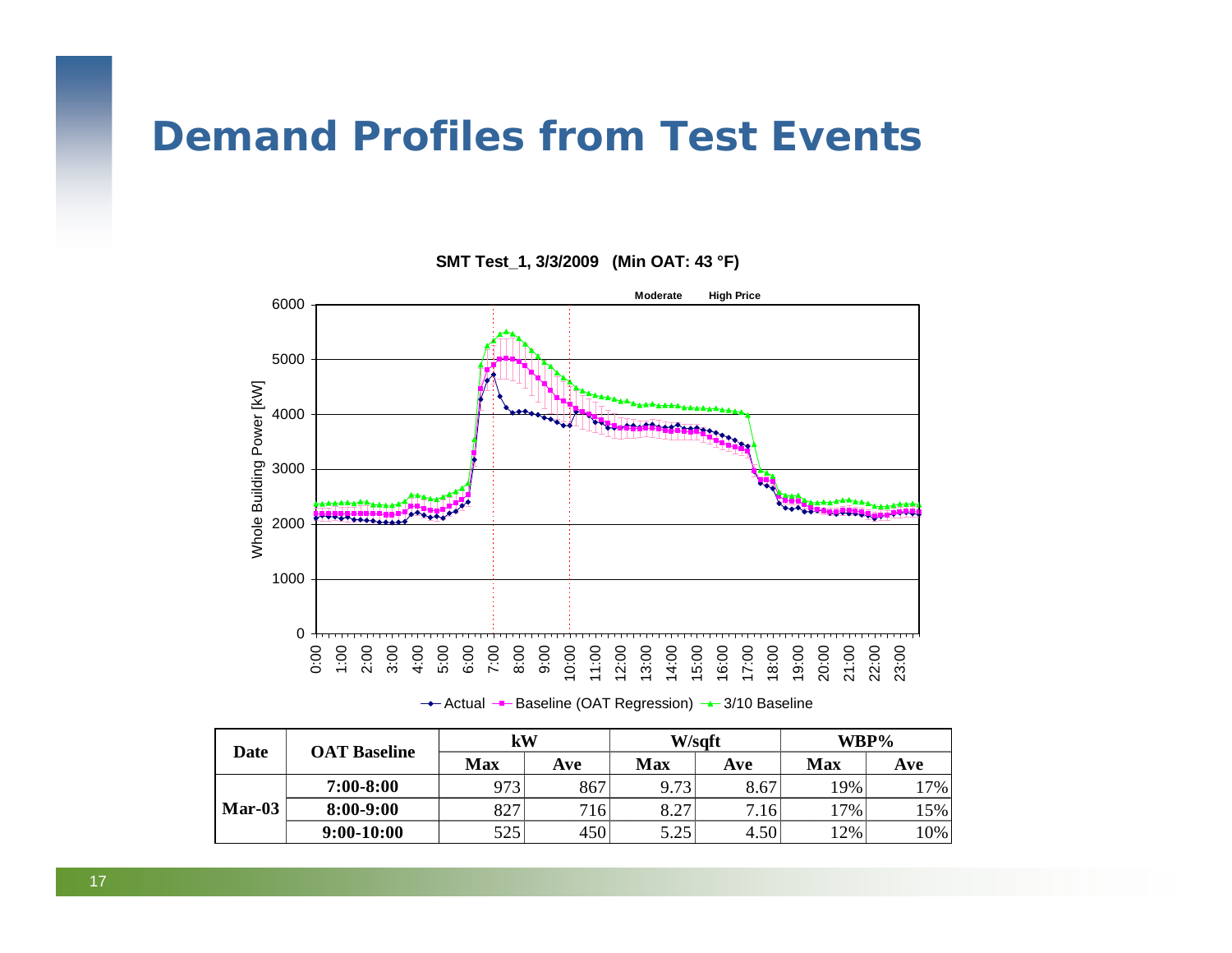# Demand Profiles from Test Events

**SMT Test_1, 3/3/2009 (Min OAT: 43 °F)**

Moderate High Price

Whole Building Power [kW]

Actual — Baseline (OAT Regression) — 3/10 Baseline

| Date | OAT Baseline | kW | | W/sqft | | WBP% | |
|---|---|---|---|---|---|---|---|
| | | Max | Ave | Max | Ave | Max | Ave |
| Mar-03 | 7:00-8:00 | 973 | 867 | 9.73 | 8.67 | 19% | 17% |
| | 8:00-9:00 | 827 | 716 | 8.27 | 7.16 | 17% | 15% |
| | 9:00-10:00 | 525 | 450 | 5.25 | 4.50 | 12% | 10% |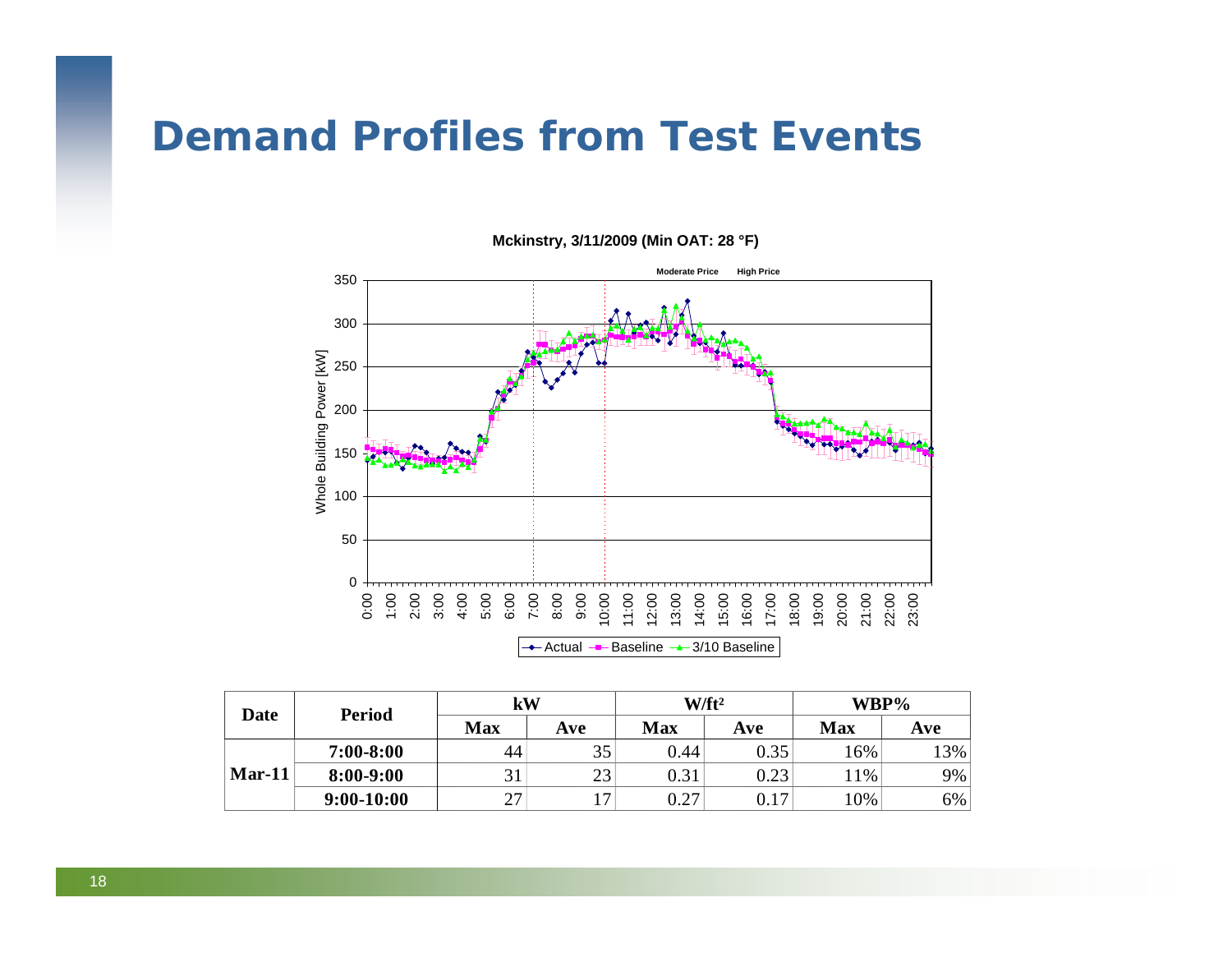# Demand Profiles from Test Events

Mckinstry, 3/11/2009 (Min OAT: 28 °F)

Moderate Price High Price

Whole Building Power [kW]

Actual Baseline 3/10 Baseline

| Date | Period | kW | | W/ft² | | WBP% | |
|---|---|---|---|---|---|---|---|
| | | Max | Ave | Max | Ave | Max | Ave |
| Mar-11 | 7:00-8:00 | 44 | 35 | 0.44 | 0.35 | 16% | 13% |
| | 8:00-9:00 | 31 | 23 | 0.31 | 0.23 | 11% | 9% |
| | 9:00-10:00 | 27 | 17 | 0.27 | 0.17 | 10% | 6% |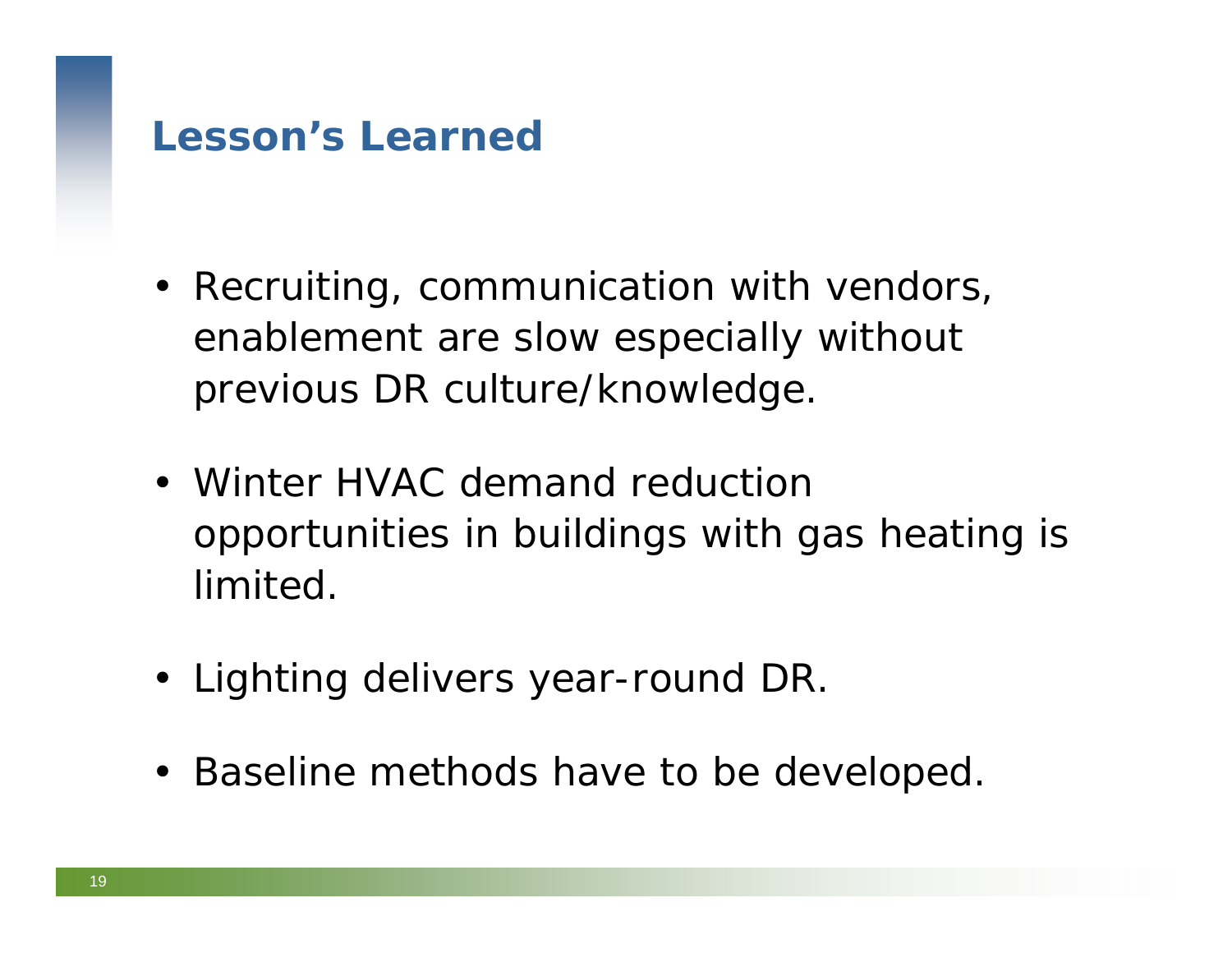# Lesson’s Learned

- Recruiting, communication with vendors, enablement are slow especially without previous DR culture/knowledge.

- Winter HVAC demand reduction opportunities in buildings with gas heating is limited.

- Lighting delivers year-round DR.

- Baseline methods have to be developed.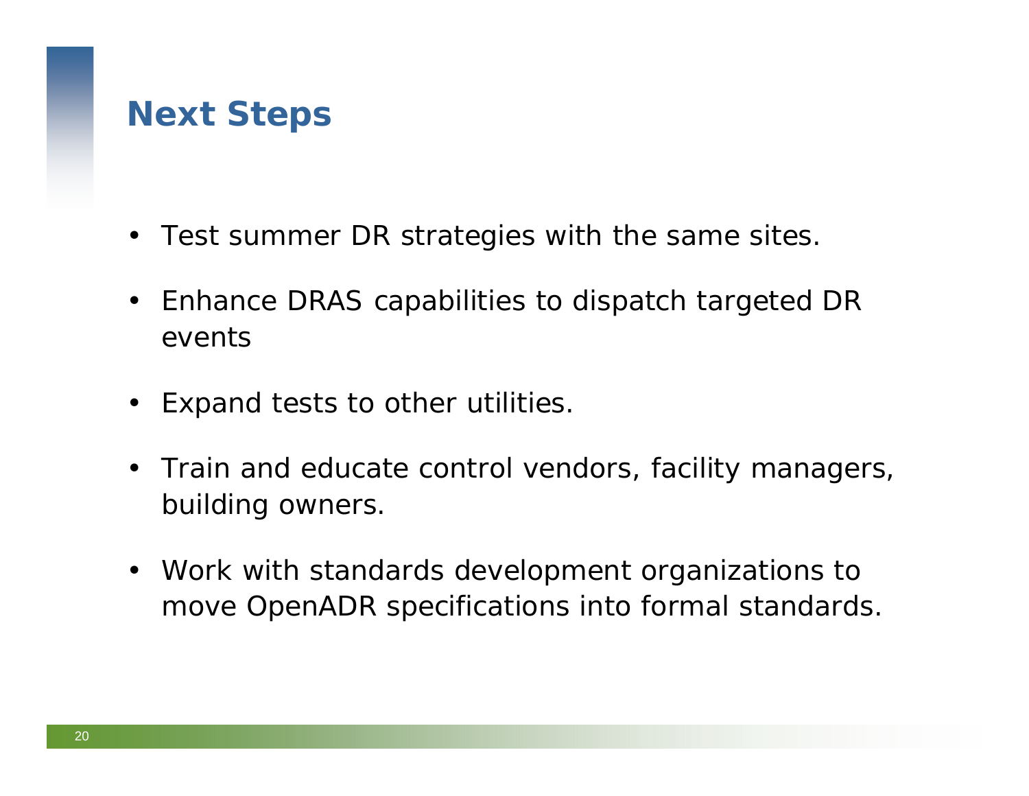# Next Steps

- Test summer DR strategies with the same sites.
- Enhance DRAS capabilities to dispatch targeted DR events
- Expand tests to other utilities.
- Train and educate control vendors, facility managers, building owners.
- Work with standards development organizations to move OpenADR specifications into formal standards.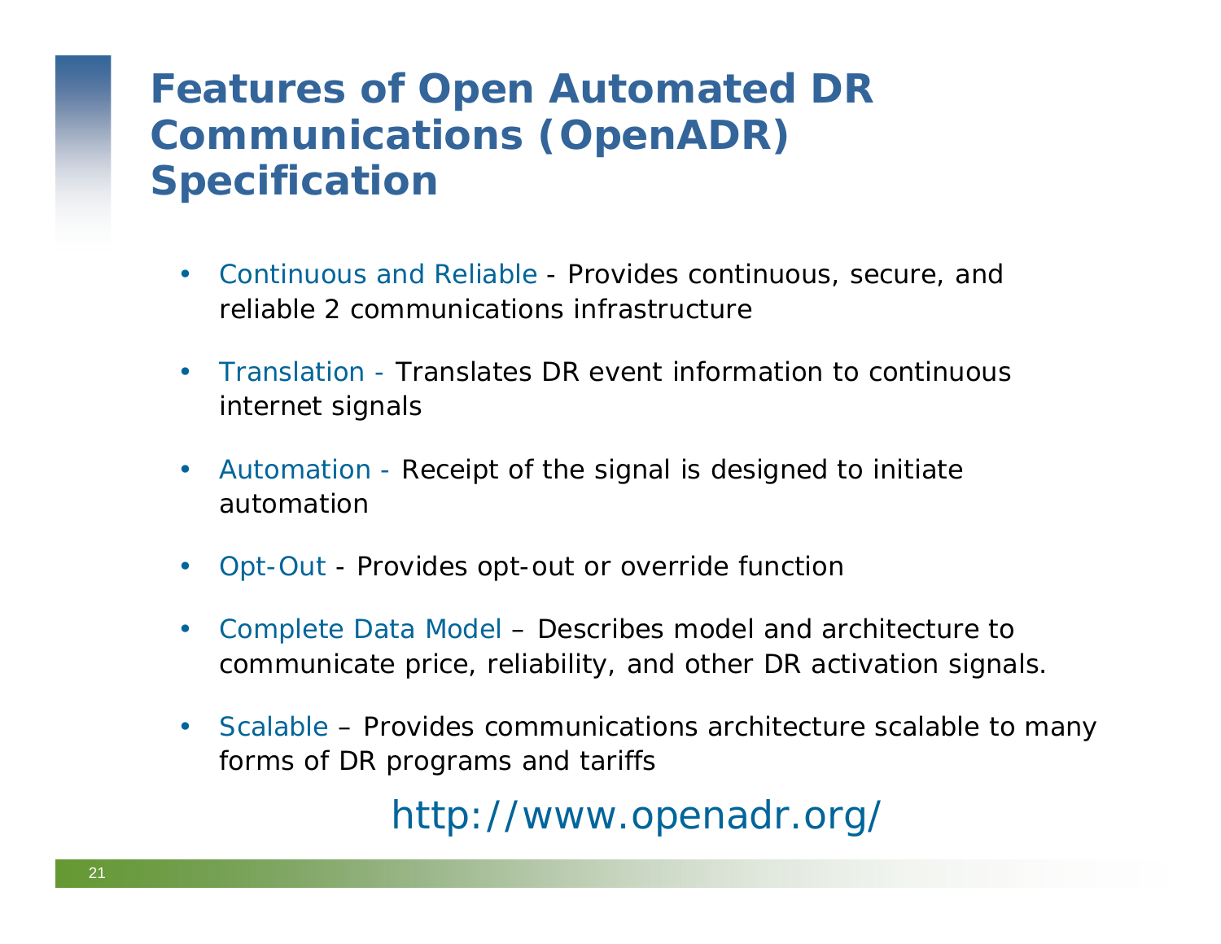# Features of Open Automated DR Communications (OpenADR) Specification

- Continuous and Reliable - Provides continuous, secure, and reliable 2 communications infrastructure
- Translation - Translates DR event information to continuous internet signals
- Automation - Receipt of the signal is designed to initiate automation
- Opt-Out - Provides opt-out or override function
- Complete Data Model – Describes model and architecture to communicate price, reliability, and other DR activation signals.
- Scalable – Provides communications architecture scalable to many forms of DR programs and tariffs

http://www.openadr.org/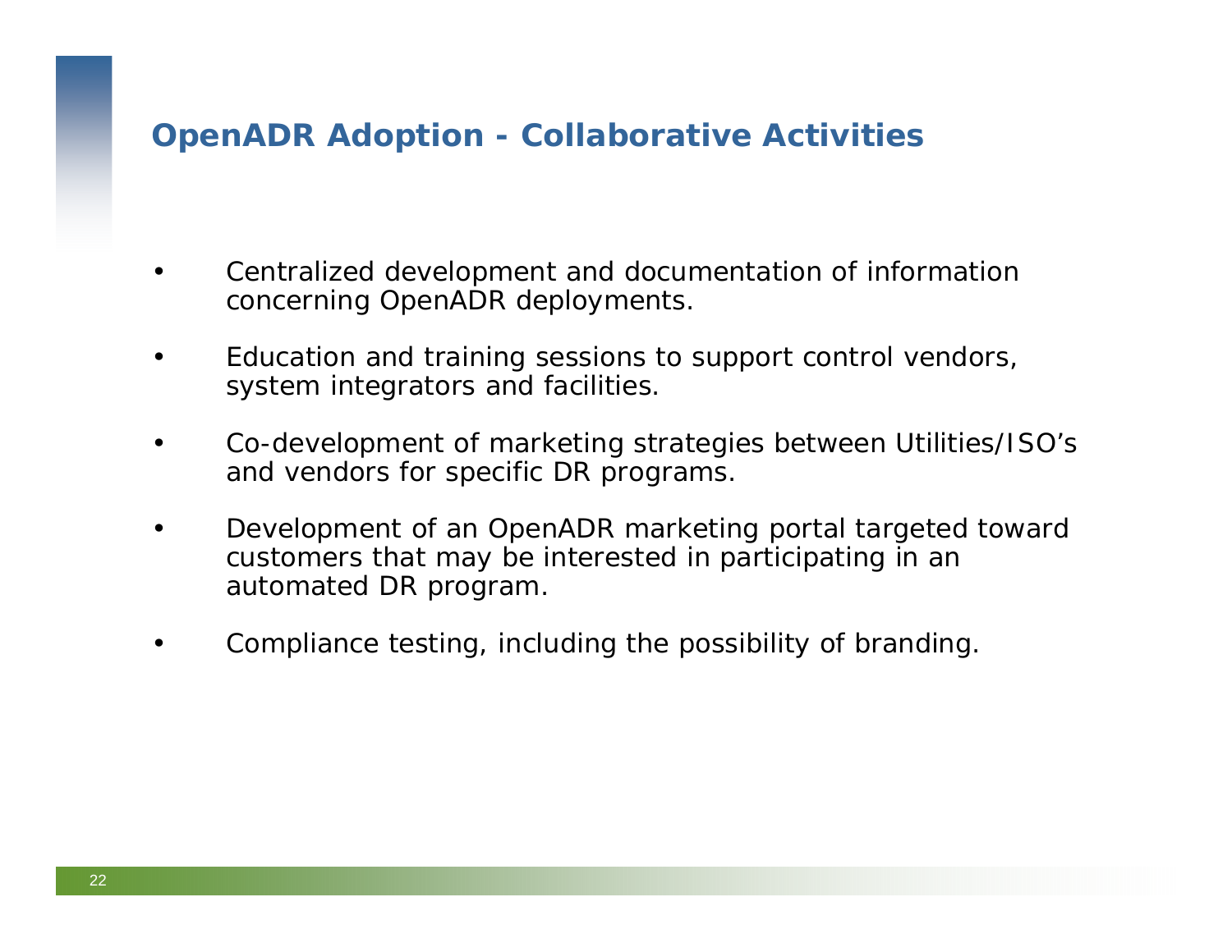# OpenADR Adoption - Collaborative Activities

- Centralized development and documentation of information concerning OpenADR deployments.
- Education and training sessions to support control vendors, system integrators and facilities.
- Co-development of marketing strategies between Utilities/ISO's and vendors for specific DR programs.
- Development of an OpenADR marketing portal targeted toward customers that may be interested in participating in an automated DR program.
- Compliance testing, including the possibility of branding.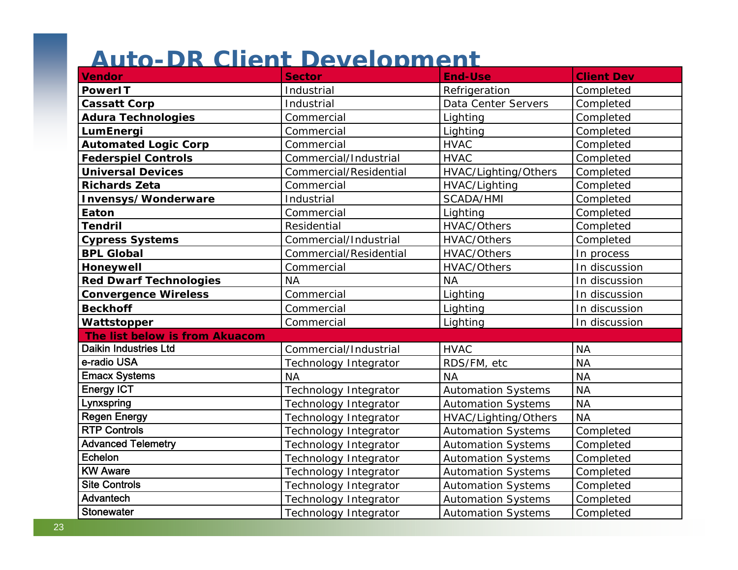# Auto-DR Client Development

| Vendor | Sector | End-Use | Client Dev |
|---|---|---|---|
| **PowerIT** | Industrial | Refrigeration | Completed |
| **Cassatt Corp** | Industrial | Data Center Servers | Completed |
| **Adura Technologies** | Commercial | Lighting | Completed |
| **LumEnergi** | Commercial | Lighting | Completed |
| **Automated Logic Corp** | Commercial | HVAC | Completed |
| **Federspiel Controls** | Commercial/Industrial | HVAC | Completed |
| **Universal Devices** | Commercial/Residential | HVAC/Lighting/Others | Completed |
| **Richards Zeta** | Commercial | HVAC/Lighting | Completed |
| **Invensys/Wonderware** | Industrial | SCADA/HMI | Completed |
| **Eaton** | Commercial | Lighting | Completed |
| **Tendril** | Residential | HVAC/Others | Completed |
| **Cypress Systems** | Commercial/Industrial | HVAC/Others | Completed |
| **BPL Global** | Commercial/Residential | HVAC/Others | In process |
| **Honeywell** | Commercial | HVAC/Others | In discussion |
| **Red Dwarf Technologies** | NA | NA | In discussion |
| **Convergence Wireless** | Commercial | Lighting | In discussion |
| **Beckhoff** | Commercial | Lighting | In discussion |
| **Wattstopper** | Commercial | Lighting | In discussion |
| **The list below is from Akuacom** | | | |
| Daikin Industries Ltd | Commercial/Industrial | HVAC | NA |
| e-radio USA | Technology Integrator | RDS/FM, etc | NA |
| Emacx Systems | NA | NA | NA |
| Energy ICT | Technology Integrator | Automation Systems | NA |
| Lynxspring | Technology Integrator | Automation Systems | NA |
| Regen Energy | Technology Integrator | HVAC/Lighting/Others | NA |
| RTP Controls | Technology Integrator | Automation Systems | Completed |
| Advanced Telemetry | Technology Integrator | Automation Systems | Completed |
| Echelon | Technology Integrator | Automation Systems | Completed |
| KW Aware | Technology Integrator | Automation Systems | Completed |
| Site Controls | Technology Integrator | Automation Systems | Completed |
| Advantech | Technology Integrator | Automation Systems | Completed |
| Stonewater | Technology Integrator | Automation Systems | Completed |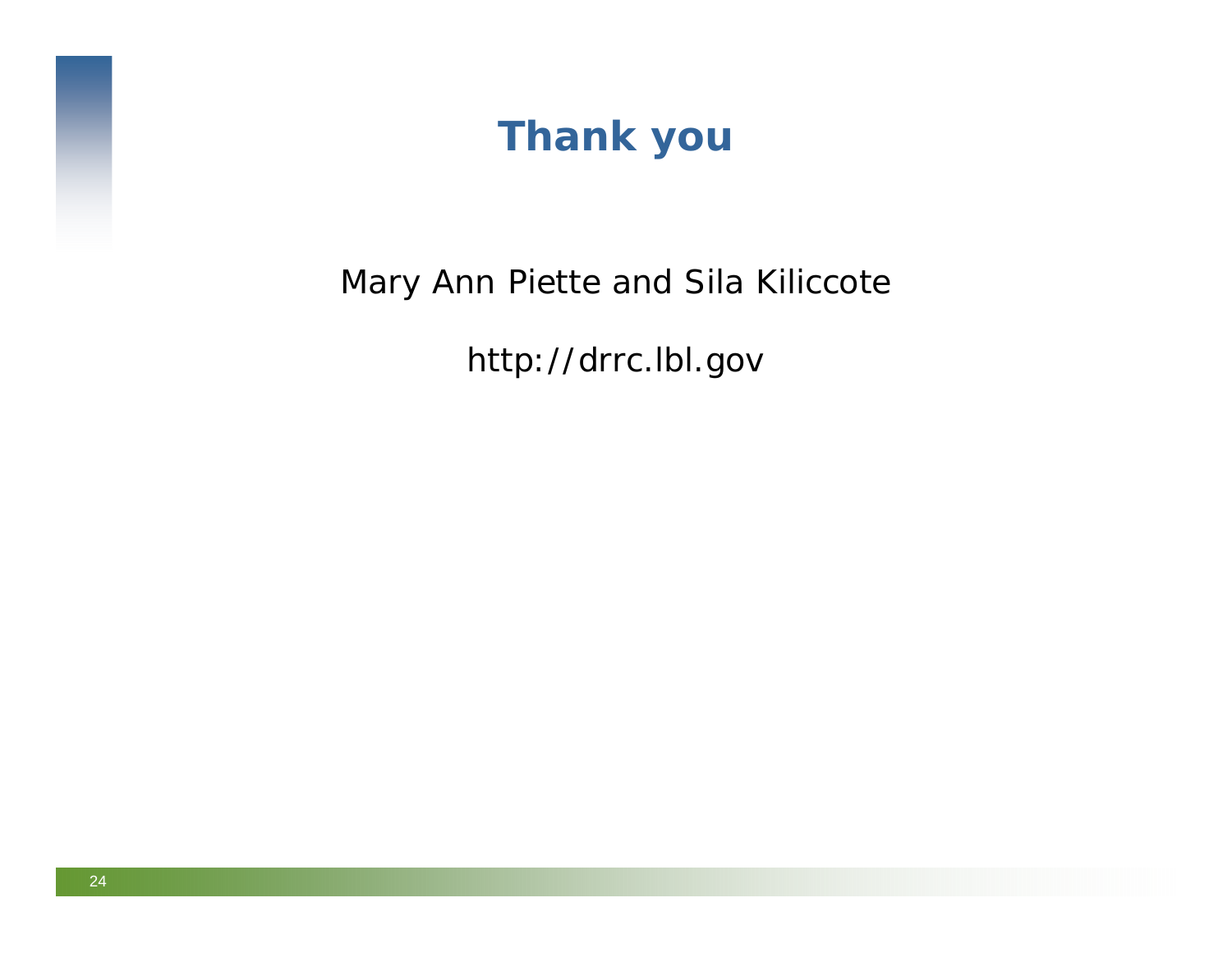# Thank you

Mary Ann Piette and Sila Kiliccote

http://drrc.lbl.gov